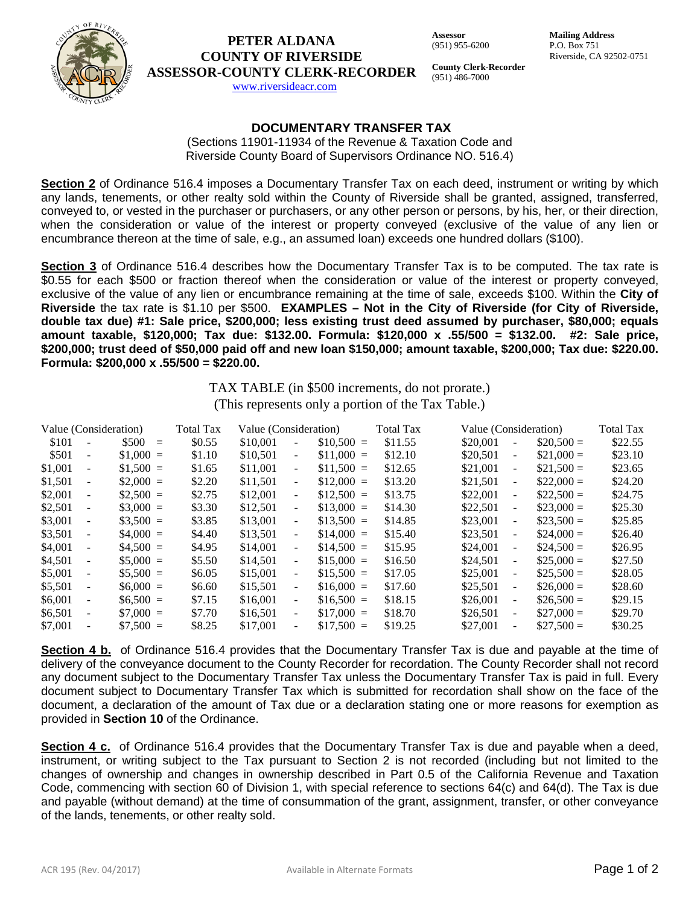**PETER ALDANA**
**COUNTY OF RIVERSIDE**
**ASSESSOR-COUNTY CLERK-RECORDER**
www.riversideacr.com

**Assessor**
(951) 955-6200

**County Clerk-Recorder**
(951) 486-7000

**Mailing Address**
P.O. Box 751
Riverside, CA 92502-0751

## DOCUMENTARY TRANSFER TAX

(Sections 11901-11934 of the Revenue & Taxation Code and
Riverside County Board of Supervisors Ordinance NO. 516.4)

**Section 2** of Ordinance 516.4 imposes a Documentary Transfer Tax on each deed, instrument or writing by which any lands, tenements, or other realty sold within the County of Riverside shall be granted, assigned, transferred, conveyed to, or vested in the purchaser or purchasers, or any other person or persons, by his, her, or their direction, when the consideration or value of the interest or property conveyed (exclusive of the value of any lien or encumbrance thereon at the time of sale, e.g., an assumed loan) exceeds one hundred dollars ($100).

**Section 3** of Ordinance 516.4 describes how the Documentary Transfer Tax is to be computed. The tax rate is $0.55 for each $500 or fraction thereof when the consideration or value of the interest or property conveyed, exclusive of the value of any lien or encumbrance remaining at the time of sale, exceeds $100. Within the **City of Riverside** the tax rate is $1.10 per $500. **EXAMPLES – Not in the City of Riverside (for City of Riverside, double tax due) #1: Sale price, $200,000; less existing trust deed assumed by purchaser, $80,000; equals amount taxable, $120,000; Tax due: $132.00. Formula: $120,000 x .55/500 = $132.00. #2: Sale price, $200,000; trust deed of $50,000 paid off and new loan $150,000; amount taxable, $200,000; Tax due: $220.00. Formula: $200,000 x .55/500 = $220.00.**

TAX TABLE (in $500 increments, do not prorate.)
(This represents only a portion of the Tax Table.)

| Value (Consideration) | Total Tax | Value (Consideration) | Total Tax | Value (Consideration) | Total Tax |
|---|---|---|---|---|---|
| $101 - $500 = | $0.55 | $10,001 - $10,500 = | $11.55 | $20,001 - $20,500 = | $22.55 |
| $501 - $1,000 = | $1.10 | $10,501 - $11,000 = | $12.10 | $20,501 - $21,000 = | $23.10 |
| $1,001 - $1,500 = | $1.65 | $11,001 - $11,500 = | $12.65 | $21,001 - $21,500 = | $23.65 |
| $1,501 - $2,000 = | $2.20 | $11,501 - $12,000 = | $13.20 | $21,501 - $22,000 = | $24.20 |
| $2,001 - $2,500 = | $2.75 | $12,001 - $12,500 = | $13.75 | $22,001 - $22,500 = | $24.75 |
| $2,501 - $3,000 = | $3.30 | $12,501 - $13,000 = | $14.30 | $22,501 - $23,000 = | $25.30 |
| $3,001 - $3,500 = | $3.85 | $13,001 - $13,500 = | $14.85 | $23,001 - $23,500 = | $25.85 |
| $3,501 - $4,000 = | $4.40 | $13,501 - $14,000 = | $15.40 | $23,501 - $24,000 = | $26.40 |
| $4,001 - $4,500 = | $4.95 | $14,001 - $14,500 = | $15.95 | $24,001 - $24,500 = | $26.95 |
| $4,501 - $5,000 = | $5.50 | $14,501 - $15,000 = | $16.50 | $24,501 - $25,000 = | $27.50 |
| $5,001 - $5,500 = | $6.05 | $15,001 - $15,500 = | $17.05 | $25,001 - $25,500 = | $28.05 |
| $5,501 - $6,000 = | $6.60 | $15,501 - $16,000 = | $17.60 | $25,501 - $26,000 = | $28.60 |
| $6,001 - $6,500 = | $7.15 | $16,001 - $16,500 = | $18.15 | $26,001 - $26,500 = | $29.15 |
| $6,501 - $7,000 = | $7.70 | $16,501 - $17,000 = | $18.70 | $26,501 - $27,000 = | $29.70 |
| $7,001 - $7,500 = | $8.25 | $17,001 - $17,500 = | $19.25 | $27,001 - $27,500 = | $30.25 |

**Section 4 b.** of Ordinance 516.4 provides that the Documentary Transfer Tax is due and payable at the time of delivery of the conveyance document to the County Recorder for recordation. The County Recorder shall not record any document subject to the Documentary Transfer Tax unless the Documentary Transfer Tax is paid in full. Every document subject to Documentary Transfer Tax which is submitted for recordation shall show on the face of the document, a declaration of the amount of Tax due or a declaration stating one or more reasons for exemption as provided in **Section 10** of the Ordinance.

**Section 4 c.** of Ordinance 516.4 provides that the Documentary Transfer Tax is due and payable when a deed, instrument, or writing subject to the Tax pursuant to Section 2 is not recorded (including but not limited to the changes of ownership and changes in ownership described in Part 0.5 of the California Revenue and Taxation Code, commencing with section 60 of Division 1, with special reference to sections 64(c) and 64(d). The Tax is due and payable (without demand) at the time of consummation of the grant, assignment, transfer, or other conveyance of the lands, tenements, or other realty sold.

ACR 195 (Rev. 04/2017) Available in Alternate Formats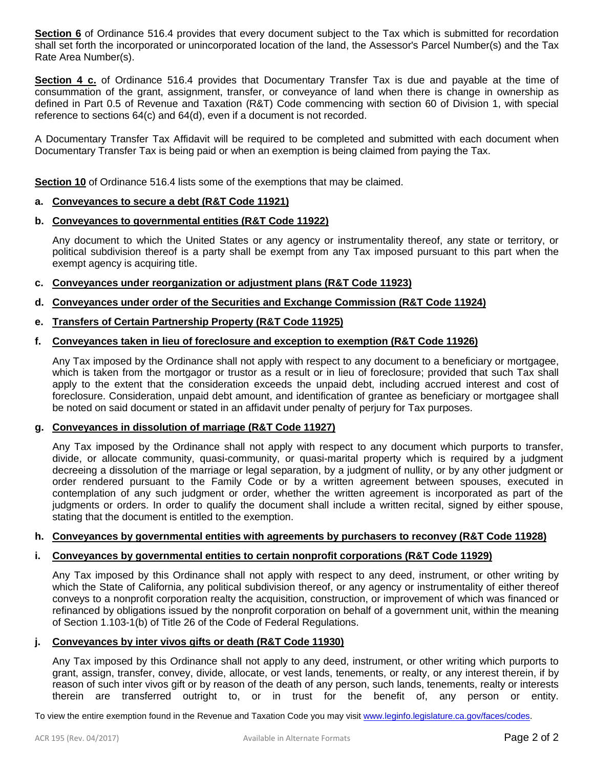**Section 6** of Ordinance 516.4 provides that every document subject to the Tax which is submitted for recordation shall set forth the incorporated or unincorporated location of the land, the Assessor's Parcel Number(s) and the Tax Rate Area Number(s).

**Section 4 c.** of Ordinance 516.4 provides that Documentary Transfer Tax is due and payable at the time of consummation of the grant, assignment, transfer, or conveyance of land when there is change in ownership as defined in Part 0.5 of Revenue and Taxation (R&T) Code commencing with section 60 of Division 1, with special reference to sections 64(c) and 64(d), even if a document is not recorded.

A Documentary Transfer Tax Affidavit will be required to be completed and submitted with each document when Documentary Transfer Tax is being paid or when an exemption is being claimed from paying the Tax.

**Section 10** of Ordinance 516.4 lists some of the exemptions that may be claimed.

**a. Conveyances to secure a debt (R&T Code 11921)**

**b. Conveyances to governmental entities (R&T Code 11922)**

Any document to which the United States or any agency or instrumentality thereof, any state or territory, or political subdivision thereof is a party shall be exempt from any Tax imposed pursuant to this part when the exempt agency is acquiring title.

**c. Conveyances under reorganization or adjustment plans (R&T Code 11923)**

**d. Conveyances under order of the Securities and Exchange Commission (R&T Code 11924)**

**e. Transfers of Certain Partnership Property (R&T Code 11925)**

**f. Conveyances taken in lieu of foreclosure and exception to exemption (R&T Code 11926)**

Any Tax imposed by the Ordinance shall not apply with respect to any document to a beneficiary or mortgagee, which is taken from the mortgagor or trustor as a result or in lieu of foreclosure; provided that such Tax shall apply to the extent that the consideration exceeds the unpaid debt, including accrued interest and cost of foreclosure. Consideration, unpaid debt amount, and identification of grantee as beneficiary or mortgagee shall be noted on said document or stated in an affidavit under penalty of perjury for Tax purposes.

**g. Conveyances in dissolution of marriage (R&T Code 11927)**

Any Tax imposed by the Ordinance shall not apply with respect to any document which purports to transfer, divide, or allocate community, quasi-community, or quasi-marital property which is required by a judgment decreeing a dissolution of the marriage or legal separation, by a judgment of nullity, or by any other judgment or order rendered pursuant to the Family Code or by a written agreement between spouses, executed in contemplation of any such judgment or order, whether the written agreement is incorporated as part of the judgments or orders. In order to qualify the document shall include a written recital, signed by either spouse, stating that the document is entitled to the exemption.

**h. Conveyances by governmental entities with agreements by purchasers to reconvey (R&T Code 11928)**

**i. Conveyances by governmental entities to certain nonprofit corporations (R&T Code 11929)**

Any Tax imposed by this Ordinance shall not apply with respect to any deed, instrument, or other writing by which the State of California, any political subdivision thereof, or any agency or instrumentality of either thereof conveys to a nonprofit corporation realty the acquisition, construction, or improvement of which was financed or refinanced by obligations issued by the nonprofit corporation on behalf of a government unit, within the meaning of Section 1.103-1(b) of Title 26 of the Code of Federal Regulations.

**j. Conveyances by inter vivos gifts or death (R&T Code 11930)**

Any Tax imposed by this Ordinance shall not apply to any deed, instrument, or other writing which purports to grant, assign, transfer, convey, divide, allocate, or vest lands, tenements, or realty, or any interest therein, if by reason of such inter vivos gift or by reason of the death of any person, such lands, tenements, realty or interests therein are transferred outright to, or in trust for the benefit of, any person or entity.

To view the entire exemption found in the Revenue and Taxation Code you may visit www.leginfo.legislature.ca.gov/faces/codes.

ACR 195 (Rev. 04/2017) Available in Alternate Formats